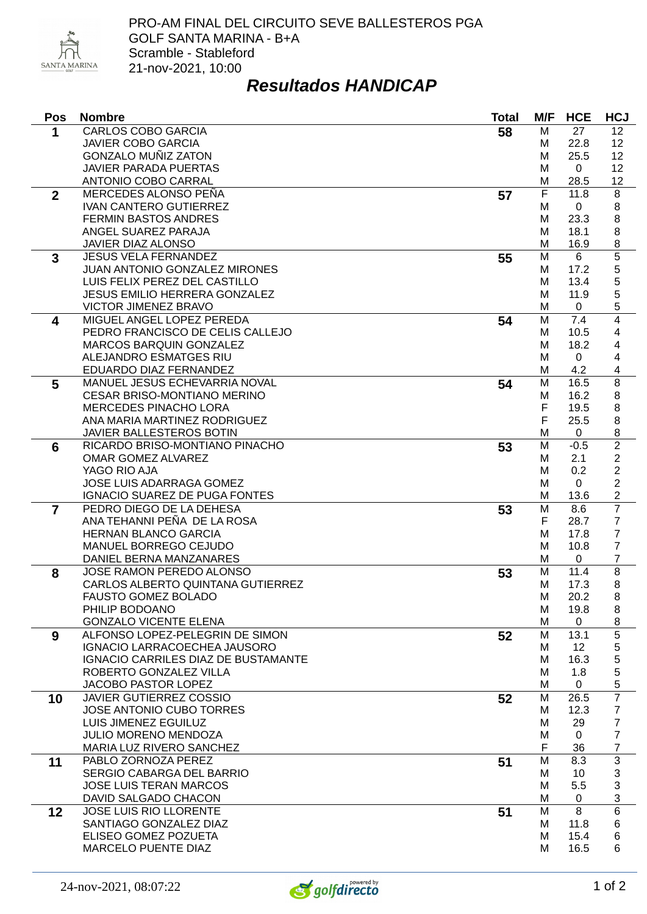PRO-AM FINAL DEL CIRCUITO SEVE BALLESTEROS PGA
GOLF SANTA MARINA - B+A
Scramble - Stableford
21-nov-2021, 10:00

## *Resultados HANDICAP*

| Pos | Nombre | Total | M/F | HCE | HCJ |
|---|---|---|---|---|---|
| 1 | CARLOS COBO GARCIA | 58 | M | 27 | 12 |
| | JAVIER COBO GARCIA | | M | 22.8 | 12 |
| | GONZALO MUÑIZ ZATON | | M | 25.5 | 12 |
| | JAVIER PARADA PUERTAS | | M | 0 | 12 |
| | ANTONIO COBO CARRAL | | M | 28.5 | 12 |
| 2 | MERCEDES ALONSO PEÑA | 57 | F | 11.8 | 8 |
| | IVAN CANTERO GUTIERREZ | | M | 0 | 8 |
| | FERMIN BASTOS ANDRES | | M | 23.3 | 8 |
| | ANGEL SUAREZ PARAJA | | M | 18.1 | 8 |
| | JAVIER DIAZ ALONSO | | M | 16.9 | 8 |
| 3 | JESUS VELA FERNANDEZ | 55 | M | 6 | 5 |
| | JUAN ANTONIO GONZALEZ MIRONES | | M | 17.2 | 5 |
| | LUIS FELIX PEREZ DEL CASTILLO | | M | 13.4 | 5 |
| | JESUS EMILIO HERRERA GONZALEZ | | M | 11.9 | 5 |
| | VICTOR JIMENEZ BRAVO | | M | 0 | 5 |
| 4 | MIGUEL ANGEL LOPEZ PEREDA | 54 | M | 7.4 | 4 |
| | PEDRO FRANCISCO DE CELIS CALLEJO | | M | 10.5 | 4 |
| | MARCOS BARQUIN GONZALEZ | | M | 18.2 | 4 |
| | ALEJANDRO ESMATGES RIU | | M | 0 | 4 |
| | EDUARDO DIAZ FERNANDEZ | | M | 4.2 | 4 |
| 5 | MANUEL JESUS ECHEVARRIA NOVAL | 54 | M | 16.5 | 8 |
| | CESAR BRISO-MONTIANO MERINO | | M | 16.2 | 8 |
| | MERCEDES PINACHO LORA | | F | 19.5 | 8 |
| | ANA MARIA MARTINEZ RODRIGUEZ | | F | 25.5 | 8 |
| | JAVIER BALLESTEROS BOTIN | | M | 0 | 8 |
| 6 | RICARDO BRISO-MONTIANO PINACHO | 53 | M | -0.5 | 2 |
| | OMAR GOMEZ ALVAREZ | | M | 2.1 | 2 |
| | YAGO RIO AJA | | M | 0.2 | 2 |
| | JOSE LUIS ADARRAGA GOMEZ | | M | 0 | 2 |
| | IGNACIO SUAREZ DE PUGA FONTES | | M | 13.6 | 2 |
| 7 | PEDRO DIEGO DE LA DEHESA | 53 | M | 8.6 | 7 |
| | ANA TEHANNI PEÑA DE LA ROSA | | F | 28.7 | 7 |
| | HERNAN BLANCO GARCIA | | M | 17.8 | 7 |
| | MANUEL BORREGO CEJUDO | | M | 10.8 | 7 |
| | DANIEL BERNA MANZANARES | | M | 0 | 7 |
| 8 | JOSE RAMON PEREDO ALONSO | 53 | M | 11.4 | 8 |
| | CARLOS ALBERTO QUINTANA GUTIERREZ | | M | 17.3 | 8 |
| | FAUSTO GOMEZ BOLADO | | M | 20.2 | 8 |
| | PHILIP BODOANO | | M | 19.8 | 8 |
| | GONZALO VICENTE ELENA | | M | 0 | 8 |
| 9 | ALFONSO LOPEZ-PELEGRIN DE SIMON | 52 | M | 13.1 | 5 |
| | IGNACIO LARRACOECHEA JAUSORO | | M | 12 | 5 |
| | IGNACIO CARRILES DIAZ DE BUSTAMANTE | | M | 16.3 | 5 |
| | ROBERTO GONZALEZ VILLA | | M | 1.8 | 5 |
| | JACOBO PASTOR LOPEZ | | M | 0 | 5 |
| 10 | JAVIER GUTIERREZ COSSIO | 52 | M | 26.5 | 7 |
| | JOSE ANTONIO CUBO TORRES | | M | 12.3 | 7 |
| | LUIS JIMENEZ EGUILUZ | | M | 29 | 7 |
| | JULIO MORENO MENDOZA | | M | 0 | 7 |
| | MARIA LUZ RIVERO SANCHEZ | | F | 36 | 7 |
| 11 | PABLO ZORNOZA PEREZ | 51 | M | 8.3 | 3 |
| | SERGIO CABARGA DEL BARRIO | | M | 10 | 3 |
| | JOSE LUIS TERAN MARCOS | | M | 5.5 | 3 |
| | DAVID SALGADO CHACON | | M | 0 | 3 |
| 12 | JOSE LUIS RIO LLORENTE | 51 | M | 8 | 6 |
| | SANTIAGO GONZALEZ DIAZ | | M | 11.8 | 6 |
| | ELISEO GOMEZ POZUETA | | M | 15.4 | 6 |
| | MARCELO PUENTE DIAZ | | M | 16.5 | 6 |

24-nov-2021, 08:07:22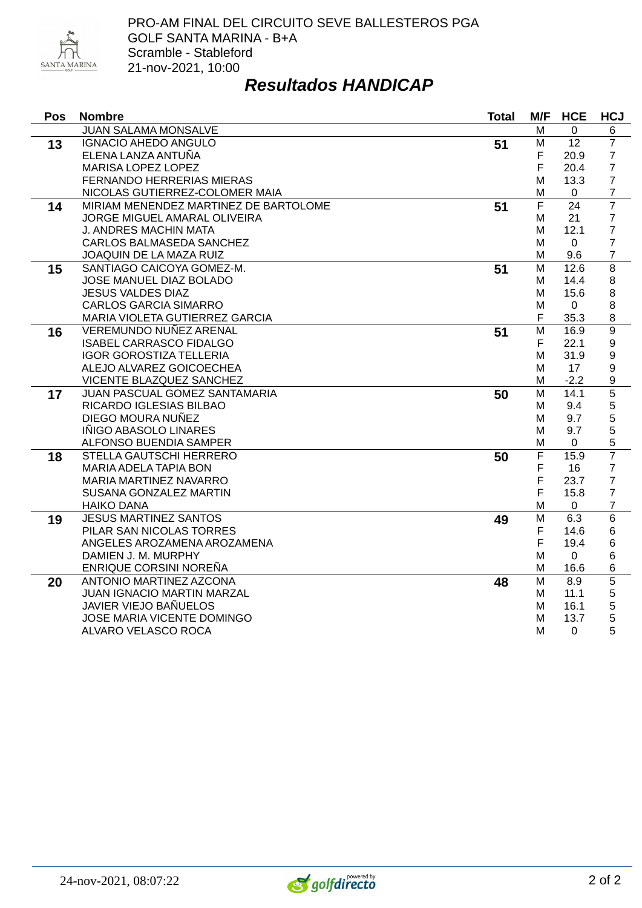PRO-AM FINAL DEL CIRCUITO SEVE BALLESTEROS PGA
GOLF SANTA MARINA - B+A
Scramble - Stableford
21-nov-2021, 10:00

## *Resultados HANDICAP*

| Pos | Nombre | Total | M/F | HCE | HCJ |
|---|---|---|---|---|---|
| | JUAN SALAMA MONSALVE | | M | 0 | 6 |
| 13 | IGNACIO AHEDO ANGULO | 51 | M | 12 | 7 |
| | ELENA LANZA ANTUÑA | | F | 20.9 | 7 |
| | MARISA LOPEZ LOPEZ | | F | 20.4 | 7 |
| | FERNANDO HERRERIAS MIERAS | | M | 13.3 | 7 |
| | NICOLAS GUTIERREZ-COLOMER MAIA | | M | 0 | 7 |
| 14 | MIRIAM MENENDEZ MARTINEZ DE BARTOLOME | 51 | F | 24 | 7 |
| | JORGE MIGUEL AMARAL OLIVEIRA | | M | 21 | 7 |
| | J. ANDRES MACHIN MATA | | M | 12.1 | 7 |
| | CARLOS BALMASEDA SANCHEZ | | M | 0 | 7 |
| | JOAQUIN DE LA MAZA RUIZ | | M | 9.6 | 7 |
| 15 | SANTIAGO CAICOYA GOMEZ-M. | 51 | M | 12.6 | 8 |
| | JOSE MANUEL DIAZ BOLADO | | M | 14.4 | 8 |
| | JESUS VALDES DIAZ | | M | 15.6 | 8 |
| | CARLOS GARCIA SIMARRO | | M | 0 | 8 |
| | MARIA VIOLETA GUTIERREZ GARCIA | | F | 35.3 | 8 |
| 16 | VEREMUNDO NUÑEZ ARENAL | 51 | M | 16.9 | 9 |
| | ISABEL CARRASCO FIDALGO | | F | 22.1 | 9 |
| | IGOR GOROSTIZA TELLERIA | | M | 31.9 | 9 |
| | ALEJO ALVAREZ GOICOECHEA | | M | 17 | 9 |
| | VICENTE BLAZQUEZ SANCHEZ | | M | -2.2 | 9 |
| 17 | JUAN PASCUAL GOMEZ SANTAMARIA | 50 | M | 14.1 | 5 |
| | RICARDO IGLESIAS BILBAO | | M | 9.4 | 5 |
| | DIEGO MOURA NUÑEZ | | M | 9.7 | 5 |
| | IÑIGO ABASOLO LINARES | | M | 9.7 | 5 |
| | ALFONSO BUENDIA SAMPER | | M | 0 | 5 |
| 18 | STELLA GAUTSCHI HERRERO | 50 | F | 15.9 | 7 |
| | MARIA ADELA TAPIA BON | | F | 16 | 7 |
| | MARIA MARTINEZ NAVARRO | | F | 23.7 | 7 |
| | SUSANA GONZALEZ MARTIN | | F | 15.8 | 7 |
| | HAIKO DANA | | M | 0 | 7 |
| 19 | JESUS MARTINEZ SANTOS | 49 | M | 6.3 | 6 |
| | PILAR SAN NICOLAS TORRES | | F | 14.6 | 6 |
| | ANGELES AROZAMENA AROZAMENA | | F | 19.4 | 6 |
| | DAMIEN J. M. MURPHY | | M | 0 | 6 |
| | ENRIQUE CORSINI NOREÑA | | M | 16.6 | 6 |
| 20 | ANTONIO MARTINEZ AZCONA | 48 | M | 8.9 | 5 |
| | JUAN IGNACIO MARTIN MARZAL | | M | 11.1 | 5 |
| | JAVIER VIEJO BAÑUELOS | | M | 16.1 | 5 |
| | JOSE MARIA VICENTE DOMINGO | | M | 13.7 | 5 |
| | ALVARO VELASCO ROCA | | M | 0 | 5 |

24-nov-2021, 08:07:22